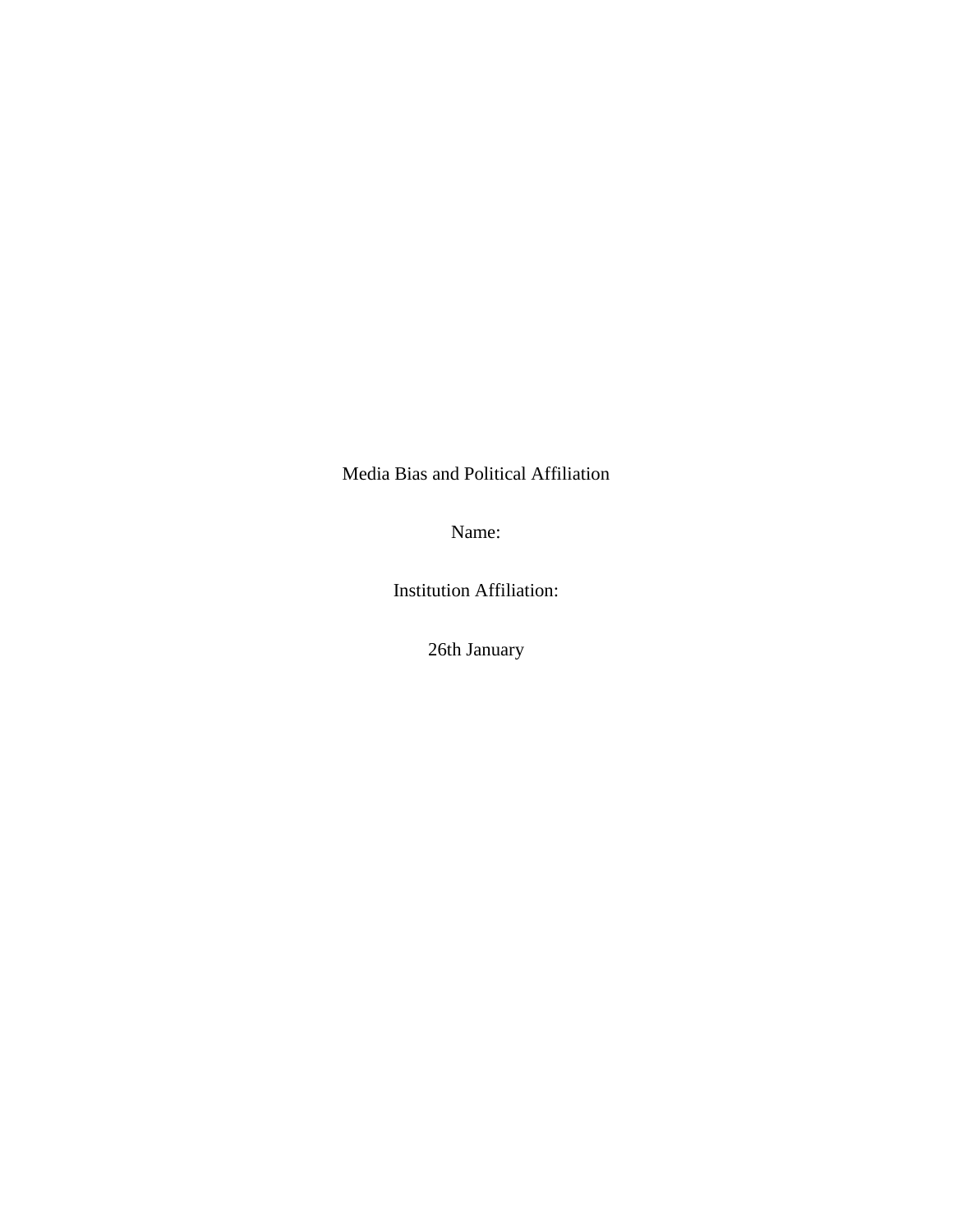Media Bias and Political Affiliation

Name:

Institution Affiliation:

26th January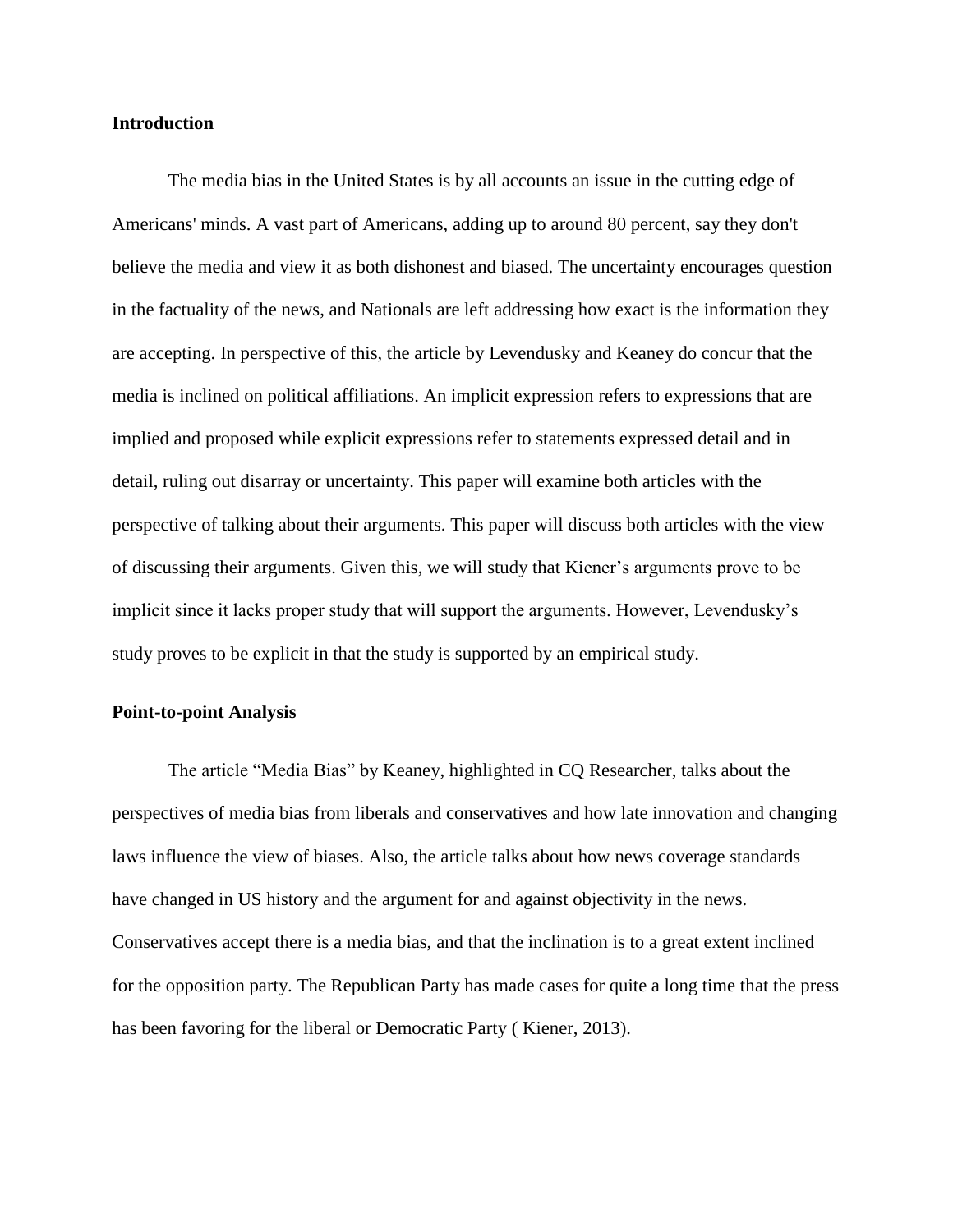**Introduction**

The media bias in the United States is by all accounts an issue in the cutting edge of Americans' minds. A vast part of Americans, adding up to around 80 percent, say they don't believe the media and view it as both dishonest and biased. The uncertainty encourages question in the factuality of the news, and Nationals are left addressing how exact is the information they are accepting. In perspective of this, the article by Levendusky and Keaney do concur that the media is inclined on political affiliations. An implicit expression refers to expressions that are implied and proposed while explicit expressions refer to statements expressed detail and in detail, ruling out disarray or uncertainty. This paper will examine both articles with the perspective of talking about their arguments. This paper will discuss both articles with the view of discussing their arguments. Given this, we will study that Kiener's arguments prove to be implicit since it lacks proper study that will support the arguments. However, Levendusky's study proves to be explicit in that the study is supported by an empirical study.

**Point-to-point Analysis**

The article "Media Bias" by Keaney, highlighted in CQ Researcher, talks about the perspectives of media bias from liberals and conservatives and how late innovation and changing laws influence the view of biases. Also, the article talks about how news coverage standards have changed in US history and the argument for and against objectivity in the news. Conservatives accept there is a media bias, and that the inclination is to a great extent inclined for the opposition party. The Republican Party has made cases for quite a long time that the press has been favoring for the liberal or Democratic Party ( Kiener, 2013).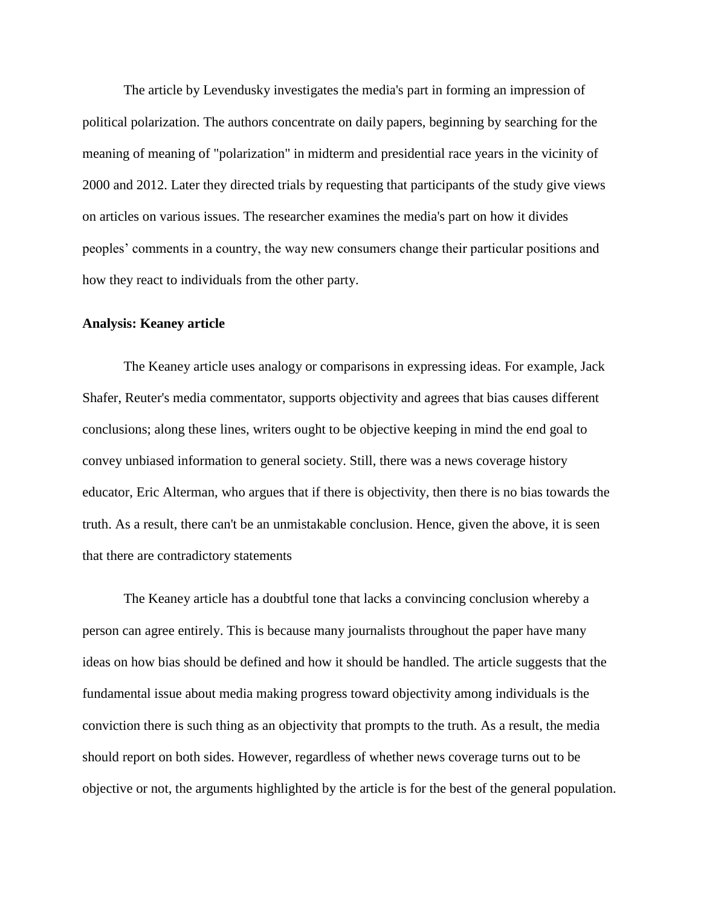The article by Levendusky investigates the media's part in forming an impression of political polarization. The authors concentrate on daily papers, beginning by searching for the meaning of meaning of "polarization" in midterm and presidential race years in the vicinity of 2000 and 2012. Later they directed trials by requesting that participants of the study give views on articles on various issues. The researcher examines the media's part on how it divides peoples' comments in a country, the way new consumers change their particular positions and how they react to individuals from the other party.

**Analysis: Keaney article**

The Keaney article uses analogy or comparisons in expressing ideas. For example, Jack Shafer, Reuter's media commentator, supports objectivity and agrees that bias causes different conclusions; along these lines, writers ought to be objective keeping in mind the end goal to convey unbiased information to general society. Still, there was a news coverage history educator, Eric Alterman, who argues that if there is objectivity, then there is no bias towards the truth. As a result, there can't be an unmistakable conclusion. Hence, given the above, it is seen that there are contradictory statements

The Keaney article has a doubtful tone that lacks a convincing conclusion whereby a person can agree entirely. This is because many journalists throughout the paper have many ideas on how bias should be defined and how it should be handled. The article suggests that the fundamental issue about media making progress toward objectivity among individuals is the conviction there is such thing as an objectivity that prompts to the truth. As a result, the media should report on both sides. However, regardless of whether news coverage turns out to be objective or not, the arguments highlighted by the article is for the best of the general population.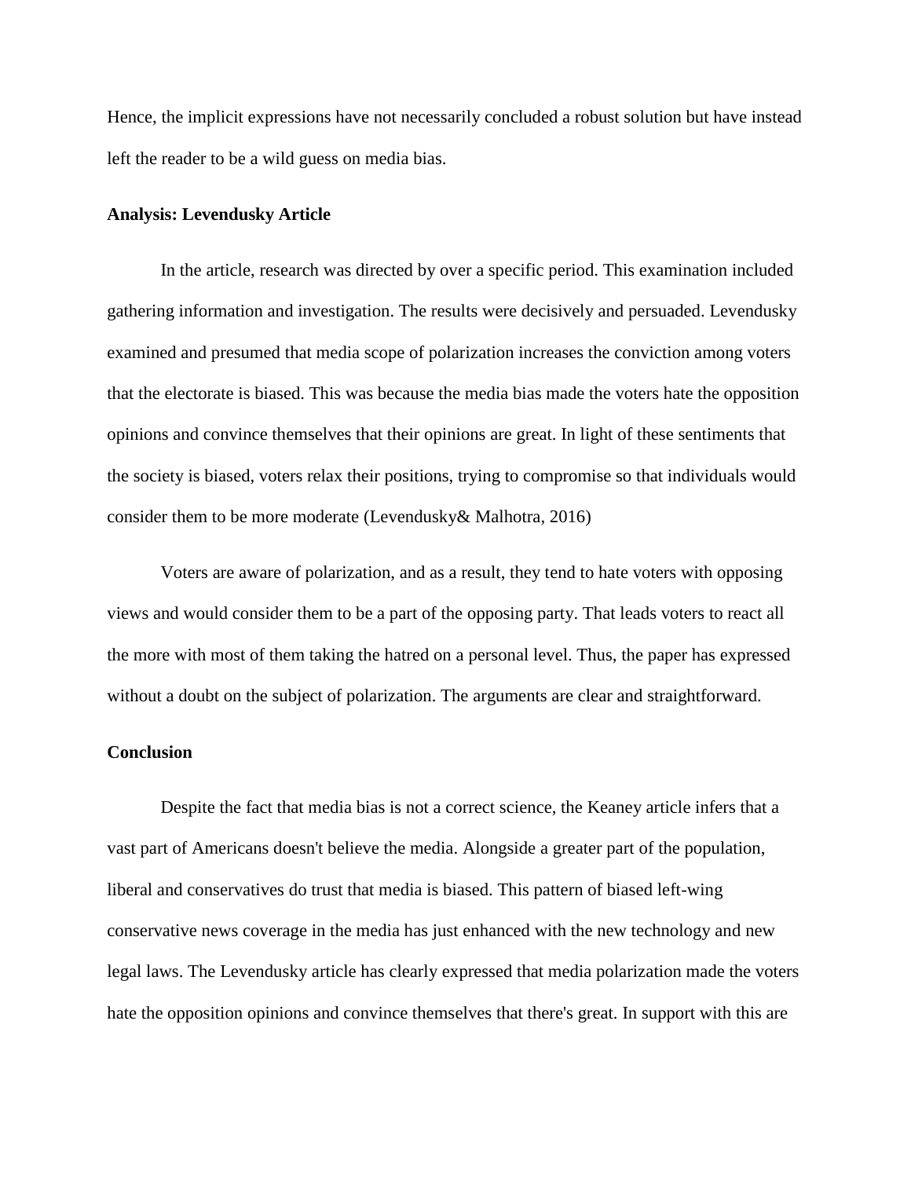Hence, the implicit expressions have not necessarily concluded a robust solution but have instead left the reader to be a wild guess on media bias.

**Analysis: Levendusky Article**

In the article, research was directed by over a specific period. This examination included gathering information and investigation. The results were decisively and persuaded. Levendusky examined and presumed that media scope of polarization increases the conviction among voters that the electorate is biased. This was because the media bias made the voters hate the opposition opinions and convince themselves that their opinions are great. In light of these sentiments that the society is biased, voters relax their positions, trying to compromise so that individuals would consider them to be more moderate (Levendusky& Malhotra, 2016)

Voters are aware of polarization, and as a result, they tend to hate voters with opposing views and would consider them to be a part of the opposing party. That leads voters to react all the more with most of them taking the hatred on a personal level. Thus, the paper has expressed without a doubt on the subject of polarization. The arguments are clear and straightforward.

**Conclusion**

Despite the fact that media bias is not a correct science, the Keaney article infers that a vast part of Americans doesn't believe the media. Alongside a greater part of the population, liberal and conservatives do trust that media is biased. This pattern of biased left-wing conservative news coverage in the media has just enhanced with the new technology and new legal laws. The Levendusky article has clearly expressed that media polarization made the voters hate the opposition opinions and convince themselves that there's great. In support with this are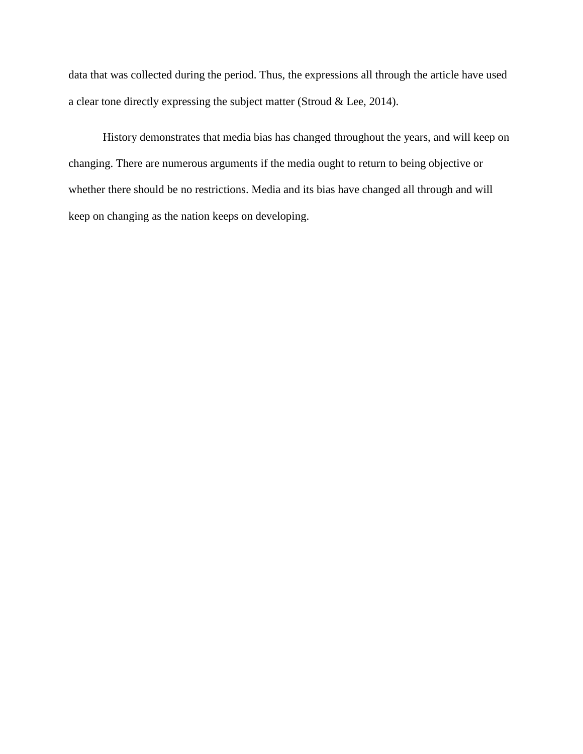data that was collected during the period. Thus, the expressions all through the article have used a clear tone directly expressing the subject matter (Stroud & Lee, 2014).

History demonstrates that media bias has changed throughout the years, and will keep on changing. There are numerous arguments if the media ought to return to being objective or whether there should be no restrictions. Media and its bias have changed all through and will keep on changing as the nation keeps on developing.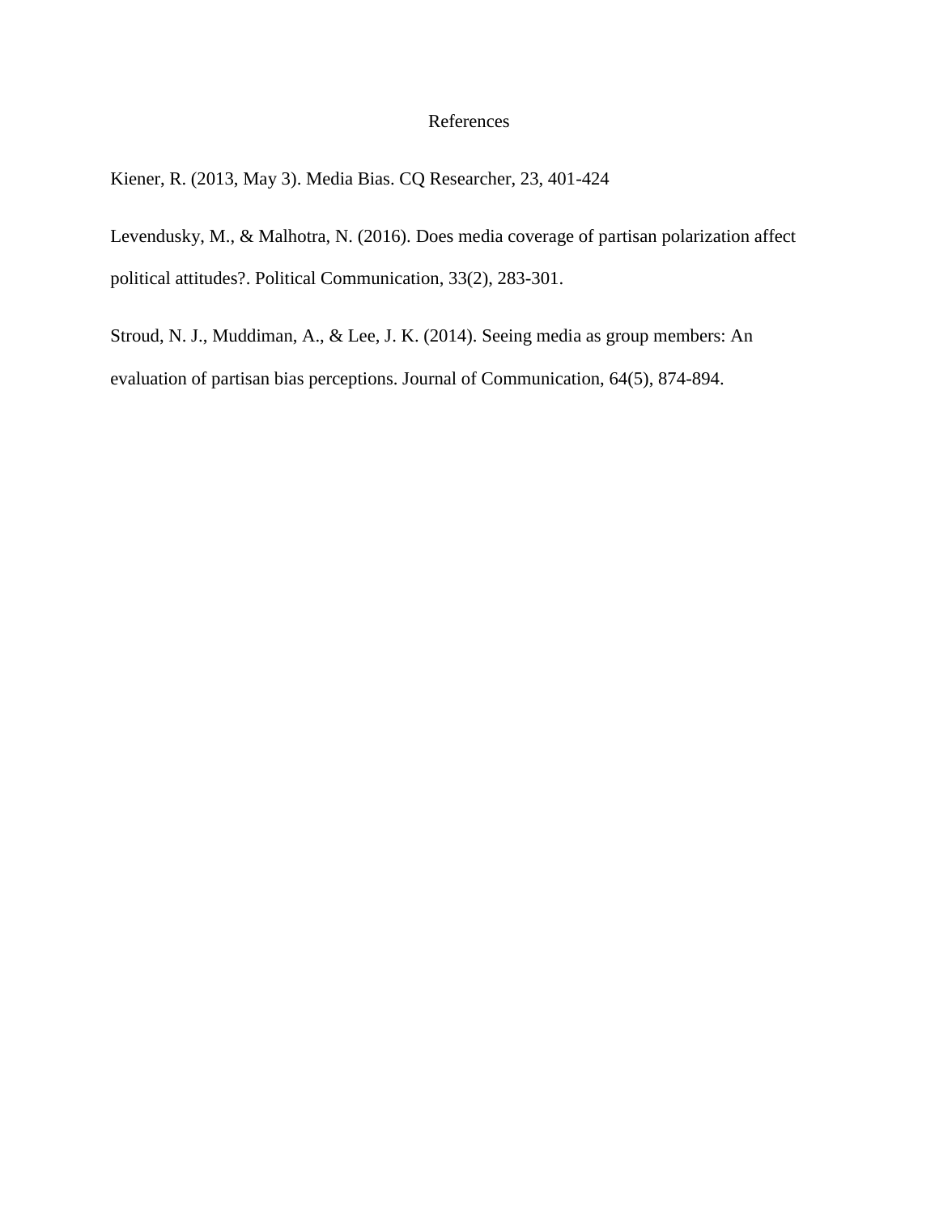# References

Kiener, R. (2013, May 3). Media Bias. CQ Researcher, 23, 401-424

Levendusky, M., & Malhotra, N. (2016). Does media coverage of partisan polarization affect political attitudes?. Political Communication, 33(2), 283-301.

Stroud, N. J., Muddiman, A., & Lee, J. K. (2014). Seeing media as group members: An evaluation of partisan bias perceptions. Journal of Communication, 64(5), 874-894.